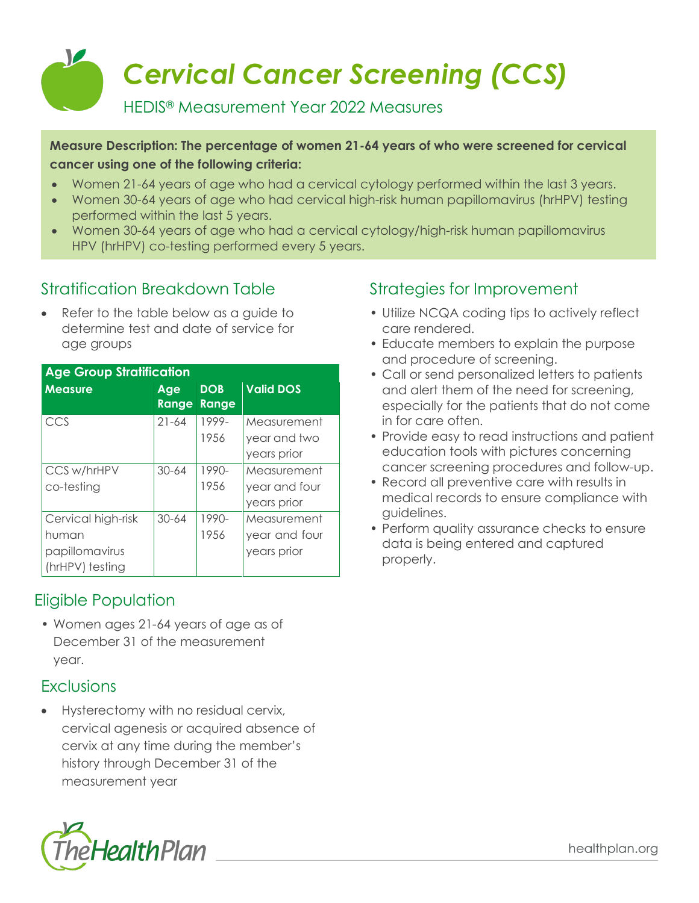# *Cervical Cancer Screening (CCS)*

HEDIS® Measurement Year 2022 Measures

**Measure Description: The percentage of women 21-64 years of who were screened for cervical cancer using one of the following criteria:**

- Women 21-64 years of age who had a cervical cytology performed within the last 3 years.
- Women 30-64 years of age who had cervical high-risk human papillomavirus (hrHPV) testing performed within the last 5 years.
- Women 30-64 years of age who had a cervical cytology/high-risk human papillomavirus HPV (hrHPV) co-testing performed every 5 years.

## Stratification Breakdown Table

- Refer to the table below as a guide to determine test and date of service for age groups

| Age Group Stratification | | | |
|---|---|---|---|
| **Measure** | **Age Range** | **DOB Range** | **Valid DOS** |
| CCS | 21-64 | 1999-1956 | Measurement year and two years prior |
| CCS w/hrHPV co-testing | 30-64 | 1990-1956 | Measurement year and four years prior |
| Cervical high-risk human papillomavirus (hrHPV) testing | 30-64 | 1990-1956 | Measurement year and four years prior |

## Eligible Population

- Women ages 21-64 years of age as of December 31 of the measurement year.

## Exclusions

- Hysterectomy with no residual cervix, cervical agenesis or acquired absence of cervix at any time during the member's history through December 31 of the measurement year

## Strategies for Improvement

- Utilize NCQA coding tips to actively reflect care rendered.
- Educate members to explain the purpose and procedure of screening.
- Call or send personalized letters to patients and alert them of the need for screening, especially for the patients that do not come in for care often.
- Provide easy to read instructions and patient education tools with pictures concerning cancer screening procedures and follow-up.
- Record all preventive care with results in medical records to ensure compliance with guidelines.
- Perform quality assurance checks to ensure data is being entered and captured properly.

TheHealthPlan

healthplan.org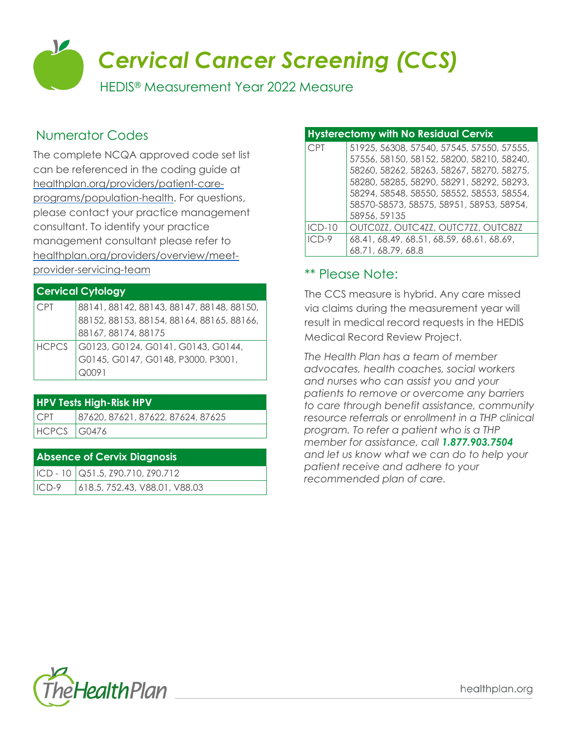# Cervical Cancer Screening (CCS)

HEDIS® Measurement Year 2022 Measure

## Numerator Codes

The complete NCQA approved code set list can be referenced in the coding guide at healthplan.org/providers/patient-care-programs/population-health. For questions, please contact your practice management consultant. To identify your practice management consultant please refer to healthplan.org/providers/overview/meet-provider-servicing-team

| Cervical Cytology | |
|---|---|
| CPT | 88141, 88142, 88143, 88147, 88148, 88150, 88152, 88153, 88154, 88164, 88165, 88166, 88167, 88174, 88175 |
| HCPCS | G0123, G0124, G0141, G0143, G0144, G0145, G0147, G0148, P3000, P3001, Q0091 |

| HPV Tests High-Risk HPV | |
|---|---|
| CPT | 87620, 87621, 87622, 87624, 87625 |
| HCPCS | G0476 |

| Absence of Cervix Diagnosis | |
|---|---|
| ICD - 10 | Q51.5, Z90.710, Z90.712 |
| ICD-9 | 618.5, 752.43, V88.01, V88.03 |

| Hysterectomy with No Residual Cervix | |
|---|---|
| CPT | 51925, 56308, 57540, 57545, 57550, 57555, 57556, 58150, 58152, 58200, 58210, 58240, 58260, 58262, 58263, 58267, 58270, 58275, 58280, 58285, 58290, 58291, 58292, 58293, 58294, 58548, 58550, 58552, 58553, 58554, 58570-58573, 58575, 58951, 58953, 58954, 58956, 59135 |
| ICD-10 | OUTC0ZZ, OUTC4ZZ, OUTC7ZZ, OUTC8ZZ |
| ICD-9 | 68.41, 68.49, 68.51, 68.59, 68.61, 68.69, 68.71, 68.79, 68.8 |

## ** Please Note:

The CCS measure is hybrid. Any care missed via claims during the measurement year will result in medical record requests in the HEDIS Medical Record Review Project.

*The Health Plan has a team of member advocates, health coaches, social workers and nurses who can assist you and your patients to remove or overcome any barriers to care through benefit assistance, community resource referrals or enrollment in a THP clinical program. To refer a patient who is a THP member for assistance, call **1.877.903.7504** and let us know what we can do to help your patient receive and adhere to your recommended plan of care.*

TheHealthPlan

healthplan.org